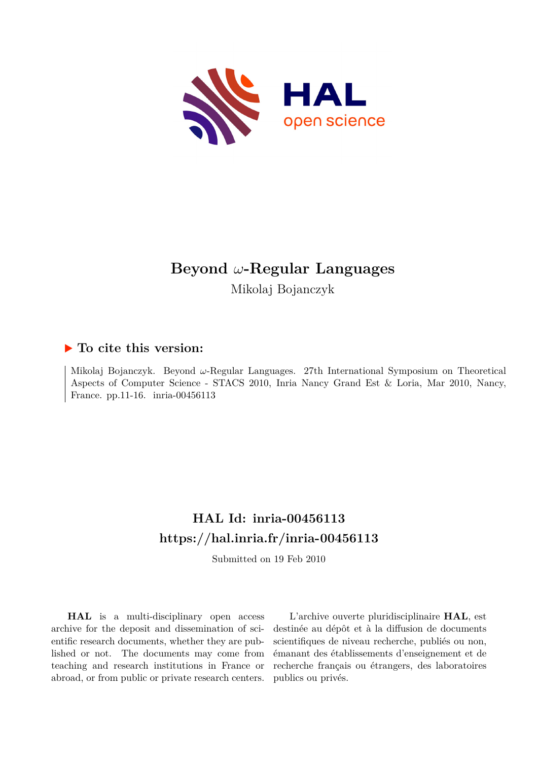# Beyond $\omega$-Regular Languages

Mikolaj Bojanczyk

## ▶ To cite this version:

Mikolaj Bojanczyk. Beyond $\omega$-Regular Languages. 27th International Symposium on Theoretical Aspects of Computer Science - STACS 2010, Inria Nancy Grand Est & Loria, Mar 2010, Nancy, France. pp.11-16. inria-00456113

## HAL Id: inria-00456113
## https://hal.inria.fr/inria-00456113

Submitted on 19 Feb 2010

**HAL** is a multi-disciplinary open access archive for the deposit and dissemination of scientific research documents, whether they are published or not. The documents may come from teaching and research institutions in France or abroad, or from public or private research centers.

L'archive ouverte pluridisciplinaire **HAL**, est destinée au dépôt et à la diffusion de documents scientifiques de niveau recherche, publiés ou non, émanant des établissements d'enseignement et de recherche français ou étrangers, des laboratoires publics ou privés.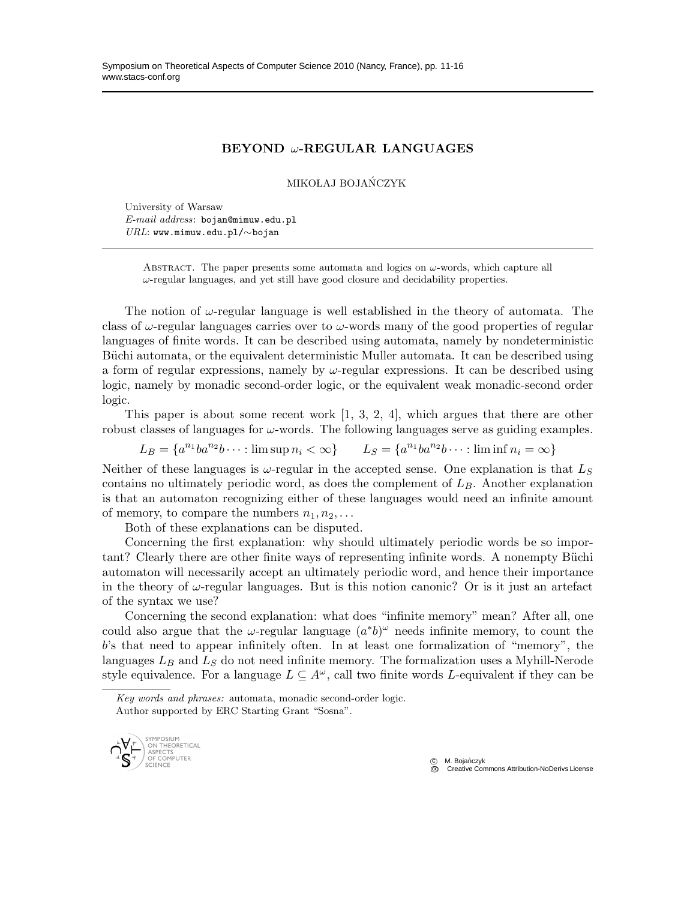# BEYOND $\omega$-REGULAR LANGUAGES

MIKOŁAJ BOJAŃCZYK

University of Warsaw
*E-mail address*: bojan@mimuw.edu.pl
*URL*: www.mimuw.edu.pl/~bojan

Abstract. The paper presents some automata and logics on $\omega$-words, which capture all $\omega$-regular languages, and yet still have good closure and decidability properties.

The notion of $\omega$-regular language is well established in the theory of automata. The class of $\omega$-regular languages carries over to $\omega$-words many of the good properties of regular languages of finite words. It can be described using automata, namely by nondeterministic Büchi automata, or the equivalent deterministic Muller automata. It can be described using a form of regular expressions, namely by $\omega$-regular expressions. It can be described using logic, namely by monadic second-order logic, or the equivalent weak monadic-second order logic.

This paper is about some recent work [1, 3, 2, 4], which argues that there are other robust classes of languages for $\omega$-words. The following languages serve as guiding examples.

$$L_B = \{a^{n_1}ba^{n_2}b \cdots : \limsup n_i < \infty\} \qquad L_S = \{a^{n_1}ba^{n_2}b \cdots : \liminf n_i = \infty\}$$

Neither of these languages is $\omega$-regular in the accepted sense. One explanation is that $L_S$ contains no ultimately periodic word, as does the complement of $L_B$. Another explanation is that an automaton recognizing either of these languages would need an infinite amount of memory, to compare the numbers $n_1, n_2, \ldots$

Both of these explanations can be disputed.

Concerning the first explanation: why should ultimately periodic words be so important? Clearly there are other finite ways of representing infinite words. A nonempty Büchi automaton will necessarily accept an ultimately periodic word, and hence their importance in the theory of $\omega$-regular languages. But is this notion canonic? Or is it just an artefact of the syntax we use?

Concerning the second explanation: what does "infinite memory" mean? After all, one could also argue that the $\omega$-regular language $(a^*b)^\omega$ needs infinite memory, to count the $b$'s that need to appear infinitely often. In at least one formalization of "memory", the languages $L_B$ and $L_S$ do not need infinite memory. The formalization uses a Myhill-Nerode style equivalence. For a language $L \subseteq A^\omega$, call two finite words $L$-equivalent if they can be

*Key words and phrases:* automata, monadic second-order logic.
Author supported by ERC Starting Grant "Sosna".

© M. Bojańczyk
Creative Commons Attribution-NoDerivs License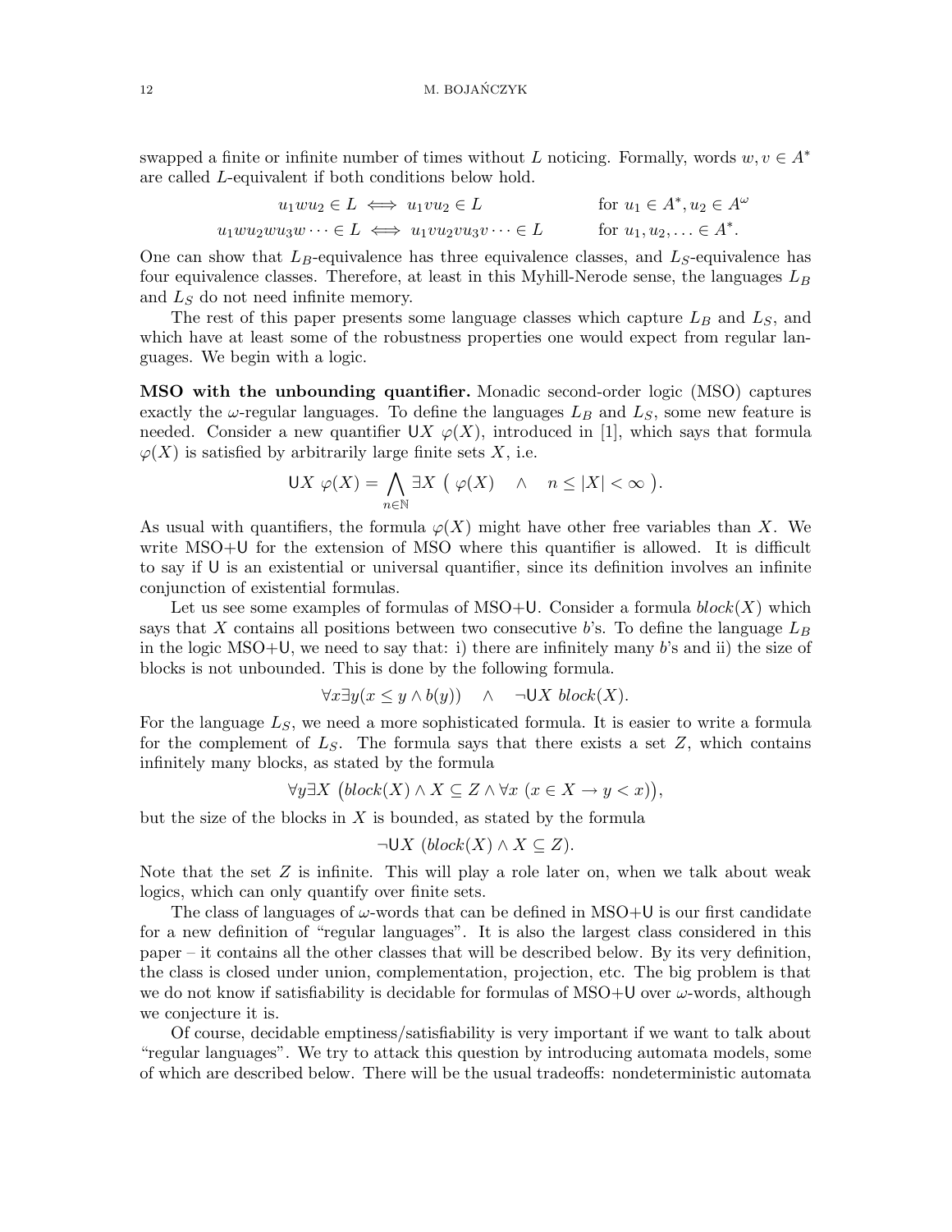swapped a finite or infinite number of times without $L$ noticing. Formally, words $w, v \in A^*$ are called $L$-equivalent if both conditions below hold.

$$
\begin{aligned}
u_1 w u_2 \in L &\iff u_1 v u_2 \in L && \text{for } u_1 \in A^*, u_2 \in A^\omega \\
u_1 w u_2 w u_3 w \cdots \in L &\iff u_1 v u_2 v u_3 v \cdots \in L && \text{for } u_1, u_2, \ldots \in A^*.
\end{aligned}
$$

One can show that $L_B$-equivalence has three equivalence classes, and $L_S$-equivalence has four equivalence classes. Therefore, at least in this Myhill-Nerode sense, the languages $L_B$ and $L_S$ do not need infinite memory.

The rest of this paper presents some language classes which capture $L_B$ and $L_S$, and which have at least some of the robustness properties one would expect from regular languages. We begin with a logic.

**MSO with the unbounding quantifier.** Monadic second-order logic (MSO) captures exactly the $\omega$-regular languages. To define the languages $L_B$ and $L_S$, some new feature is needed. Consider a new quantifier $\mathsf{U}X\ \varphi(X)$, introduced in [1], which says that formula $\varphi(X)$ is satisfied by arbitrarily large finite sets $X$, i.e.

$$
\mathsf{U}X\ \varphi(X) = \bigwedge_{n \in \mathbb{N}} \exists X\ \big(\ \varphi(X) \quad \wedge \quad n \leq |X| < \infty\ \big).
$$

As usual with quantifiers, the formula $\varphi(X)$ might have other free variables than $X$. We write MSO+$\mathsf{U}$ for the extension of MSO where this quantifier is allowed. It is difficult to say if $\mathsf{U}$ is an existential or universal quantifier, since its definition involves an infinite conjunction of existential formulas.

Let us see some examples of formulas of MSO+$\mathsf{U}$. Consider a formula $block(X)$ which says that $X$ contains all positions between two consecutive $b$'s. To define the language $L_B$ in the logic MSO+$\mathsf{U}$, we need to say that: i) there are infinitely many $b$'s and ii) the size of blocks is not unbounded. This is done by the following formula.

$$
\forall x \exists y (x \leq y \wedge b(y)) \quad \wedge \quad \neg \mathsf{U}X\ block(X).
$$

For the language $L_S$, we need a more sophisticated formula. It is easier to write a formula for the complement of $L_S$. The formula says that there exists a set $Z$, which contains infinitely many blocks, as stated by the formula

$$
\forall y \exists X\ \big(block(X) \wedge X \subseteq Z \wedge \forall x\ (x \in X \rightarrow y < x)\big),
$$

but the size of the blocks in $X$ is bounded, as stated by the formula

$$
\neg \mathsf{U}X\ (block(X) \wedge X \subseteq Z).
$$

Note that the set $Z$ is infinite. This will play a role later on, when we talk about weak logics, which can only quantify over finite sets.

The class of languages of $\omega$-words that can be defined in MSO+$\mathsf{U}$ is our first candidate for a new definition of "regular languages". It is also the largest class considered in this paper – it contains all the other classes that will be described below. By its very definition, the class is closed under union, complementation, projection, etc. The big problem is that we do not know if satisfiability is decidable for formulas of MSO+$\mathsf{U}$ over $\omega$-words, although we conjecture it is.

Of course, decidable emptiness/satisfiability is very important if we want to talk about "regular languages". We try to attack this question by introducing automata models, some of which are described below. There will be the usual tradeoffs: nondeterministic automata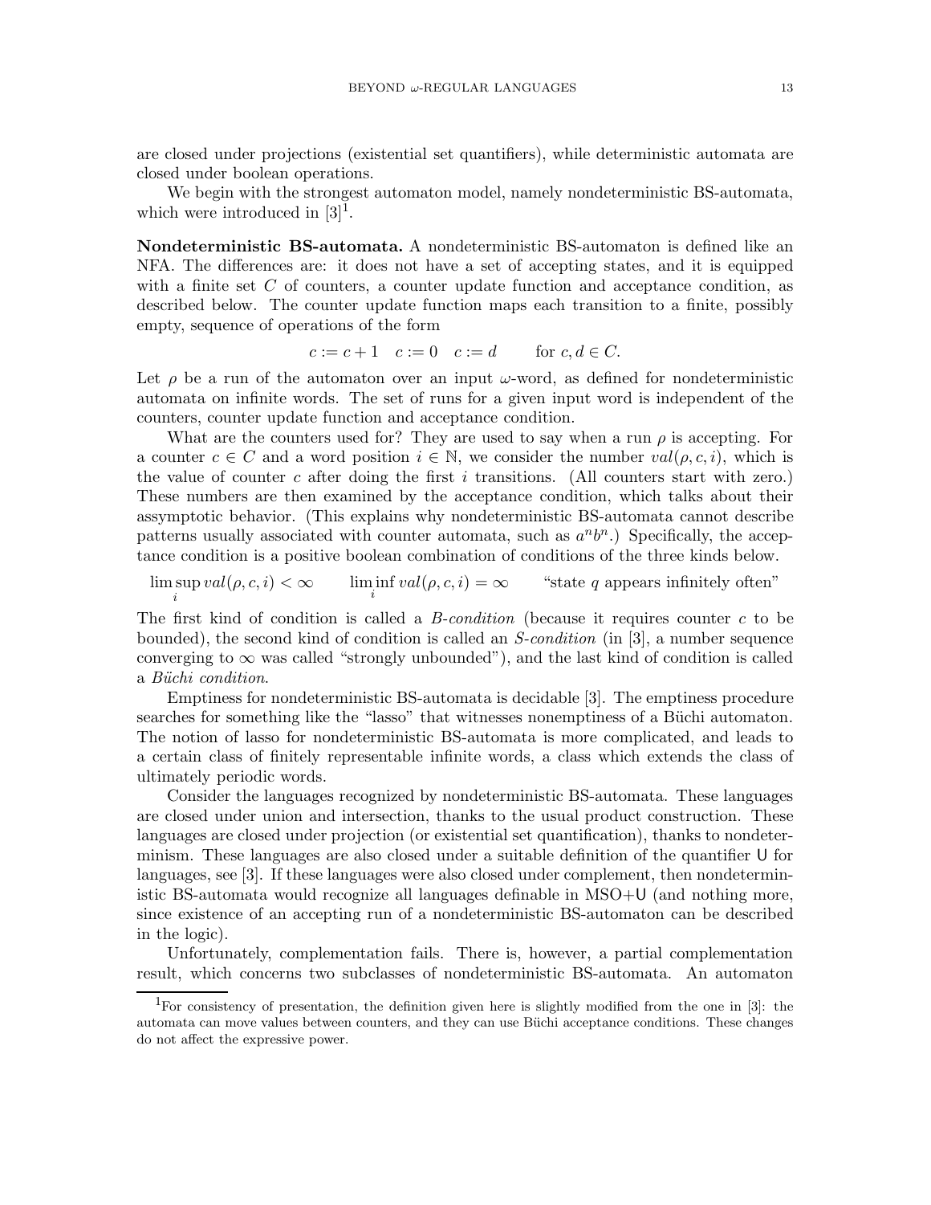are closed under projections (existential set quantifiers), while deterministic automata are closed under boolean operations.

We begin with the strongest automaton model, namely nondeterministic BS-automata, which were introduced in [3][1].

**Nondeterministic BS-automata.** A nondeterministic BS-automaton is defined like an NFA. The differences are: it does not have a set of accepting states, and it is equipped with a finite set $C$ of counters, a counter update function and acceptance condition, as described below. The counter update function maps each transition to a finite, possibly empty, sequence of operations of the form

$$c := c + 1 \quad c := 0 \quad c := d \qquad \text{for } c, d \in C.$$

Let $\rho$ be a run of the automaton over an input $\omega$-word, as defined for nondeterministic automata on infinite words. The set of runs for a given input word is independent of the counters, counter update function and acceptance condition.

What are the counters used for? They are used to say when a run $\rho$ is accepting. For a counter $c \in C$ and a word position $i \in \mathbb{N}$, we consider the number $val(\rho, c, i)$, which is the value of counter $c$ after doing the first $i$ transitions. (All counters start with zero.) These numbers are then examined by the acceptance condition, which talks about their assymptotic behavior. (This explains why nondeterministic BS-automata cannot describe patterns usually associated with counter automata, such as $a^n b^n$.) Specifically, the acceptance condition is a positive boolean combination of conditions of the three kinds below.

$$\limsup_i val(\rho, c, i) < \infty \qquad \liminf_i val(\rho, c, i) = \infty \qquad \text{"state } q \text{ appears infinitely often"}$$

The first kind of condition is called a *B-condition* (because it requires counter $c$ to be bounded), the second kind of condition is called an *S-condition* (in [3], a number sequence converging to $\infty$ was called "strongly unbounded"), and the last kind of condition is called a *Büchi condition*.

Emptiness for nondeterministic BS-automata is decidable [3]. The emptiness procedure searches for something like the "lasso" that witnesses nonemptiness of a Büchi automaton. The notion of lasso for nondeterministic BS-automata is more complicated, and leads to a certain class of finitely representable infinite words, a class which extends the class of ultimately periodic words.

Consider the languages recognized by nondeterministic BS-automata. These languages are closed under union and intersection, thanks to the usual product construction. These languages are closed under projection (or existential set quantification), thanks to nondeterminism. These languages are also closed under a suitable definition of the quantifier U for languages, see [3]. If these languages were also closed under complement, then nondeterministic BS-automata would recognize all languages definable in MSO+U (and nothing more, since existence of an accepting run of a nondeterministic BS-automaton can be described in the logic).

Unfortunately, complementation fails. There is, however, a partial complementation result, which concerns two subclasses of nondeterministic BS-automata. An automaton

[1] For consistency of presentation, the definition given here is slightly modified from the one in [3]: the automata can move values between counters, and they can use Büchi acceptance conditions. These changes do not affect the expressive power.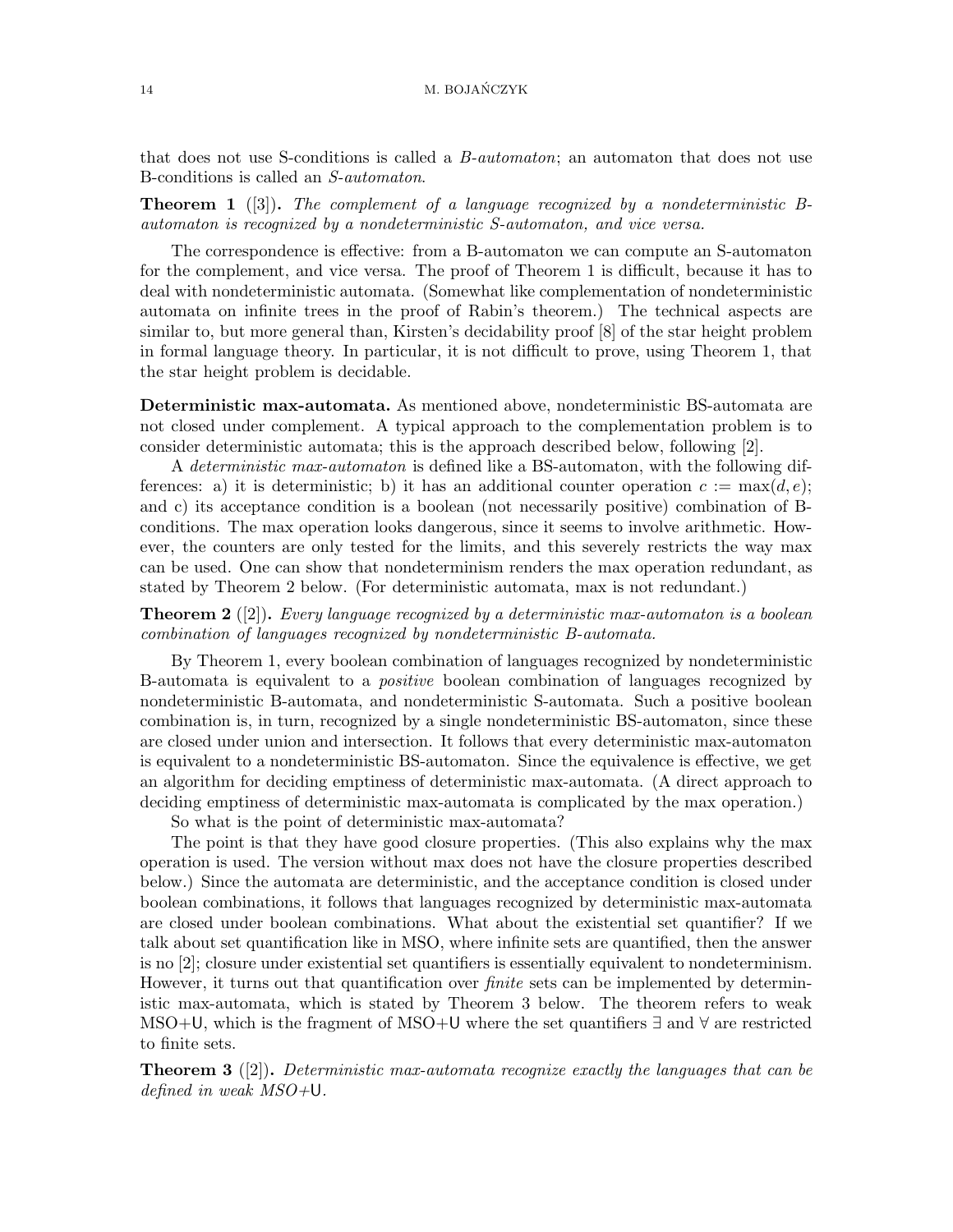that does not use S-conditions is called a *B-automaton*; an automaton that does not use B-conditions is called an *S-automaton*.

**Theorem 1** ([3]). *The complement of a language recognized by a nondeterministic B-automaton is recognized by a nondeterministic S-automaton, and vice versa.*

The correspondence is effective: from a B-automaton we can compute an S-automaton for the complement, and vice versa. The proof of Theorem 1 is difficult, because it has to deal with nondeterministic automata. (Somewhat like complementation of nondeterministic automata on infinite trees in the proof of Rabin's theorem.) The technical aspects are similar to, but more general than, Kirsten's decidability proof [8] of the star height problem in formal language theory. In particular, it is not difficult to prove, using Theorem 1, that the star height problem is decidable.

**Deterministic max-automata.** As mentioned above, nondeterministic BS-automata are not closed under complement. A typical approach to the complementation problem is to consider deterministic automata; this is the approach described below, following [2].

A *deterministic max-automaton* is defined like a BS-automaton, with the following differences: a) it is deterministic; b) it has an additional counter operation $c := \max(d, e)$; and c) its acceptance condition is a boolean (not necessarily positive) combination of B-conditions. The max operation looks dangerous, since it seems to involve arithmetic. However, the counters are only tested for the limits, and this severely restricts the way max can be used. One can show that nondeterminism renders the max operation redundant, as stated by Theorem 2 below. (For deterministic automata, max is not redundant.)

**Theorem 2** ([2]). *Every language recognized by a deterministic max-automaton is a boolean combination of languages recognized by nondeterministic B-automata.*

By Theorem 1, every boolean combination of languages recognized by nondeterministic B-automata is equivalent to a *positive* boolean combination of languages recognized by nondeterministic B-automata, and nondeterministic S-automata. Such a positive boolean combination is, in turn, recognized by a single nondeterministic BS-automaton, since these are closed under union and intersection. It follows that every deterministic max-automaton is equivalent to a nondeterministic BS-automaton. Since the equivalence is effective, we get an algorithm for deciding emptiness of deterministic max-automata. (A direct approach to deciding emptiness of deterministic max-automata is complicated by the max operation.)

So what is the point of deterministic max-automata?

The point is that they have good closure properties. (This also explains why the max operation is used. The version without max does not have the closure properties described below.) Since the automata are deterministic, and the acceptance condition is closed under boolean combinations, it follows that languages recognized by deterministic max-automata are closed under boolean combinations. What about the existential set quantifier? If we talk about set quantification like in MSO, where infinite sets are quantified, then the answer is no [2]; closure under existential set quantifiers is essentially equivalent to nondeterminism. However, it turns out that quantification over *finite* sets can be implemented by deterministic max-automata, which is stated by Theorem 3 below. The theorem refers to weak MSO+U, which is the fragment of MSO+U where the set quantifiers $\exists$ and $\forall$ are restricted to finite sets.

**Theorem 3** ([2]). *Deterministic max-automata recognize exactly the languages that can be defined in weak MSO+*U.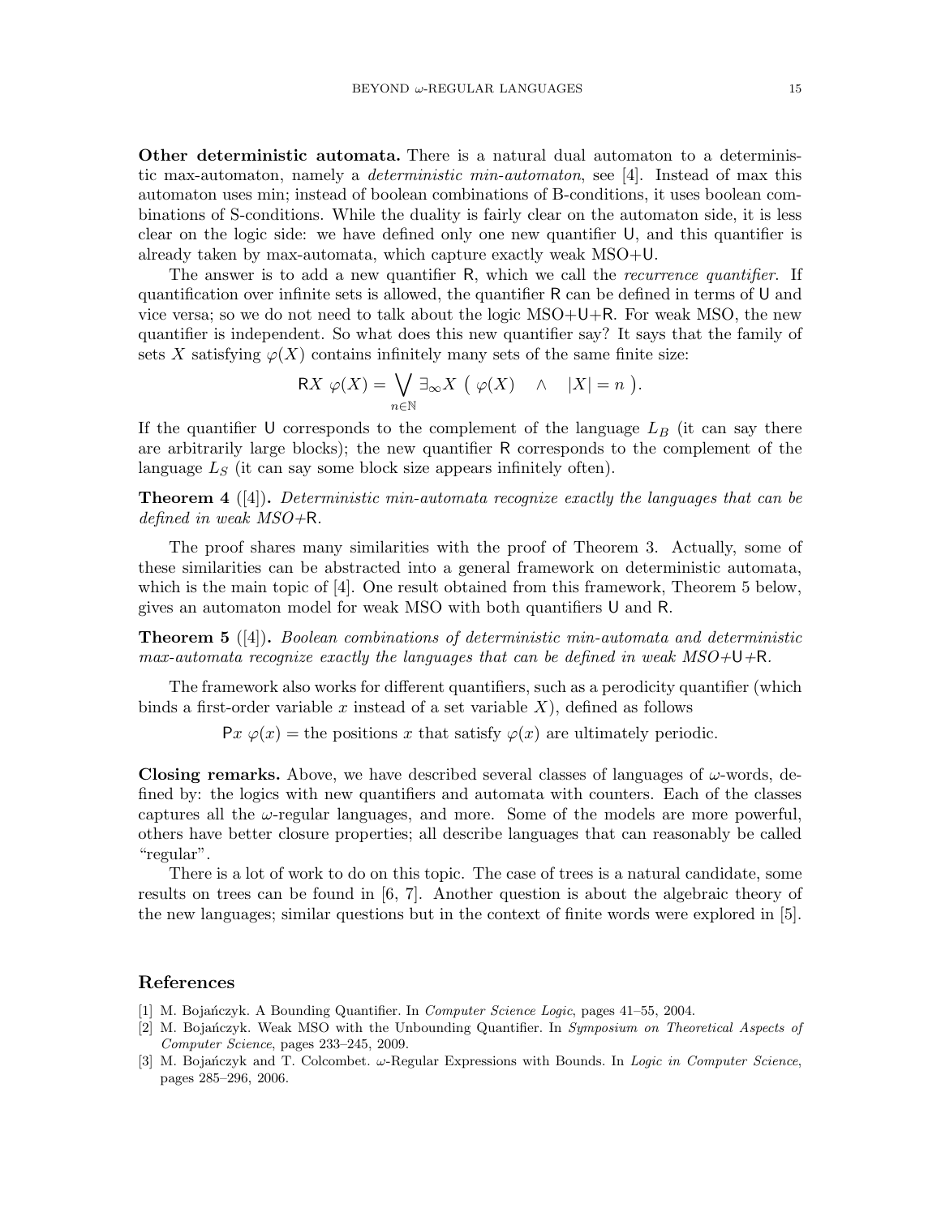**Other deterministic automata.** There is a natural dual automaton to a deterministic max-automaton, namely a *deterministic min-automaton*, see [4]. Instead of max this automaton uses min; instead of boolean combinations of B-conditions, it uses boolean combinations of S-conditions. While the duality is fairly clear on the automaton side, it is less clear on the logic side: we have defined only one new quantifier $\mathsf{U}$, and this quantifier is already taken by max-automata, which capture exactly weak MSO+$\mathsf{U}$.

The answer is to add a new quantifier $\mathsf{R}$, which we call the *recurrence quantifier*. If quantification over infinite sets is allowed, the quantifier $\mathsf{R}$ can be defined in terms of $\mathsf{U}$ and vice versa; so we do not need to talk about the logic MSO+$\mathsf{U}$+$\mathsf{R}$. For weak MSO, the new quantifier is independent. So what does this new quantifier say? It says that the family of sets $X$ satisfying $\varphi(X)$ contains infinitely many sets of the same finite size:

$$\mathsf{R}X\ \varphi(X) = \bigvee_{n \in \mathbb{N}} \exists_\infty X\ (\ \varphi(X) \quad \wedge \quad |X| = n\ ).$$

If the quantifier $\mathsf{U}$ corresponds to the complement of the language $L_B$ (it can say there are arbitrarily large blocks); the new quantifier $\mathsf{R}$ corresponds to the complement of the language $L_S$ (it can say some block size appears infinitely often).

**Theorem 4** ([4])**.** *Deterministic min-automata recognize exactly the languages that can be defined in weak MSO+*$\mathsf{R}$*.*

The proof shares many similarities with the proof of Theorem 3. Actually, some of these similarities can be abstracted into a general framework on deterministic automata, which is the main topic of [4]. One result obtained from this framework, Theorem 5 below, gives an automaton model for weak MSO with both quantifiers $\mathsf{U}$ and $\mathsf{R}$.

**Theorem 5** ([4])**.** *Boolean combinations of deterministic min-automata and deterministic max-automata recognize exactly the languages that can be defined in weak MSO+*$\mathsf{U}$*+*$\mathsf{R}$*.*

The framework also works for different quantifiers, such as a perodicity quantifier (which binds a first-order variable $x$ instead of a set variable $X$), defined as follows

$$\mathsf{P}x\ \varphi(x) = \text{the positions } x \text{ that satisfy } \varphi(x) \text{ are ultimately periodic.}$$

**Closing remarks.** Above, we have described several classes of languages of $\omega$-words, defined by: the logics with new quantifiers and automata with counters. Each of the classes captures all the $\omega$-regular languages, and more. Some of the models are more powerful, others have better closure properties; all describe languages that can reasonably be called "regular".

There is a lot of work to do on this topic. The case of trees is a natural candidate, some results on trees can be found in [6, 7]. Another question is about the algebraic theory of the new languages; similar questions but in the context of finite words were explored in [5].

## References

- [1] M. Bojańczyk. A Bounding Quantifier. In *Computer Science Logic*, pages 41–55, 2004.
- [2] M. Bojańczyk. Weak MSO with the Unbounding Quantifier. In *Symposium on Theoretical Aspects of Computer Science*, pages 233–245, 2009.
- [3] M. Bojańczyk and T. Colcombet. $\omega$-Regular Expressions with Bounds. In *Logic in Computer Science*, pages 285–296, 2006.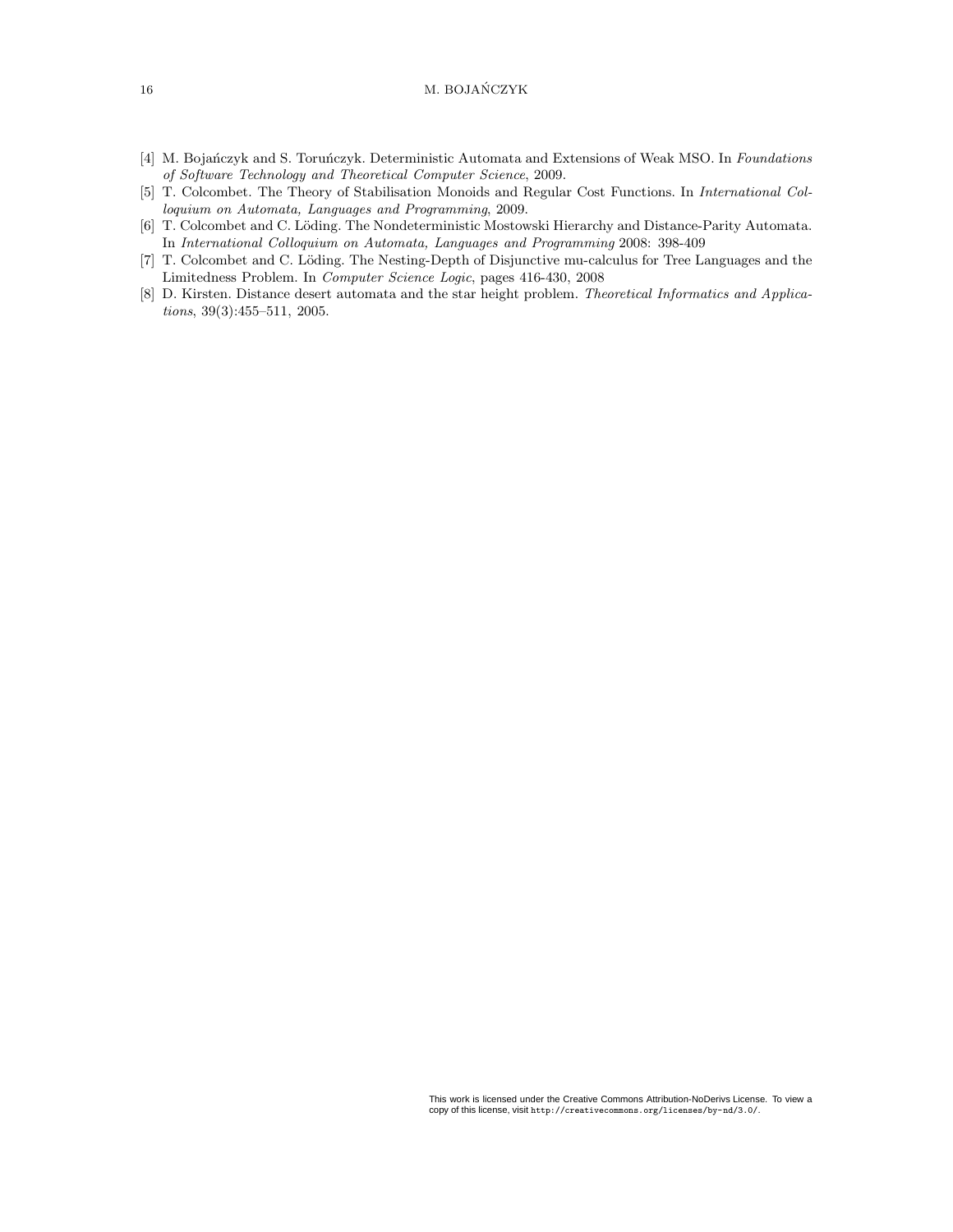[4] M. Bojańczyk and S. Toruńczyk. Deterministic Automata and Extensions of Weak MSO. In *Foundations of Software Technology and Theoretical Computer Science*, 2009.

[5] T. Colcombet. The Theory of Stabilisation Monoids and Regular Cost Functions. In *International Colloquium on Automata, Languages and Programming*, 2009.

[6] T. Colcombet and C. Löding. The Nondeterministic Mostowski Hierarchy and Distance-Parity Automata. In *International Colloquium on Automata, Languages and Programming* 2008: 398-409

[7] T. Colcombet and C. Löding. The Nesting-Depth of Disjunctive mu-calculus for Tree Languages and the Limitedness Problem. In *Computer Science Logic*, pages 416-430, 2008

[8] D. Kirsten. Distance desert automata and the star height problem. *Theoretical Informatics and Applications*, 39(3):455–511, 2005.

This work is licensed under the Creative Commons Attribution-NoDerivs License. To view a copy of this license, visit `http://creativecommons.org/licenses/by-nd/3.0/`.